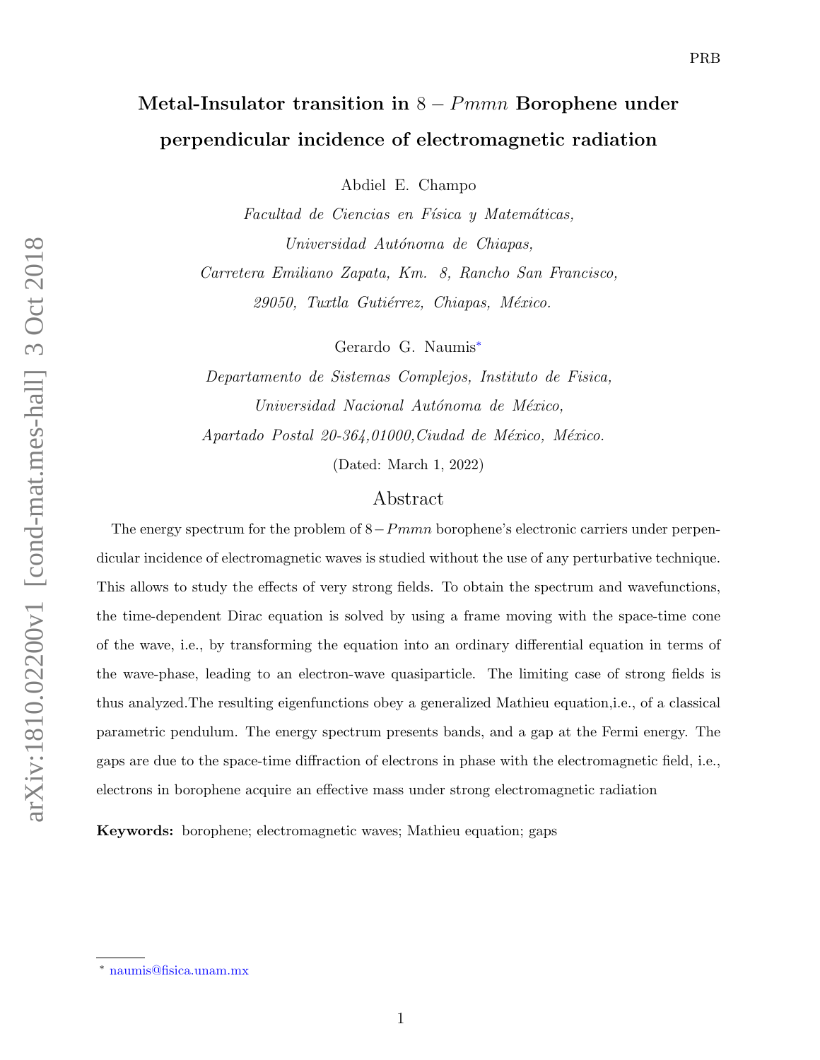# Metal-Insulator transition in $8-Pmmn$ Borophene under perpendicular incidence of electromagnetic radiation

Abdiel E. Champo

*Facultad de Ciencias en Física y Matemáticas,*
*Universidad Autónoma de Chiapas,*
*Carretera Emiliano Zapata, Km. 8, Rancho San Francisco,*
*29050, Tuxtla Gutiérrez, Chiapas, México.*

Gerardo G. Naumis*

*Departamento de Sistemas Complejos, Instituto de Fisica,*
*Universidad Nacional Autónoma de México,*
*Apartado Postal 20-364,01000,Ciudad de México, México.*

(Dated: March 1, 2022)

## Abstract

The energy spectrum for the problem of $8-Pmmn$ borophene's electronic carriers under perpendicular incidence of electromagnetic waves is studied without the use of any perturbative technique. This allows to study the effects of very strong fields. To obtain the spectrum and wavefunctions, the time-dependent Dirac equation is solved by using a frame moving with the space-time cone of the wave, i.e., by transforming the equation into an ordinary differential equation in terms of the wave-phase, leading to an electron-wave quasiparticle. The limiting case of strong fields is thus analyzed.The resulting eigenfunctions obey a generalized Mathieu equation,i.e., of a classical parametric pendulum. The energy spectrum presents bands, and a gap at the Fermi energy. The gaps are due to the space-time diffraction of electrons in phase with the electromagnetic field, i.e., electrons in borophene acquire an effective mass under strong electromagnetic radiation

**Keywords:** borophene; electromagnetic waves; Mathieu equation; gaps

* naumis@fisica.unam.mx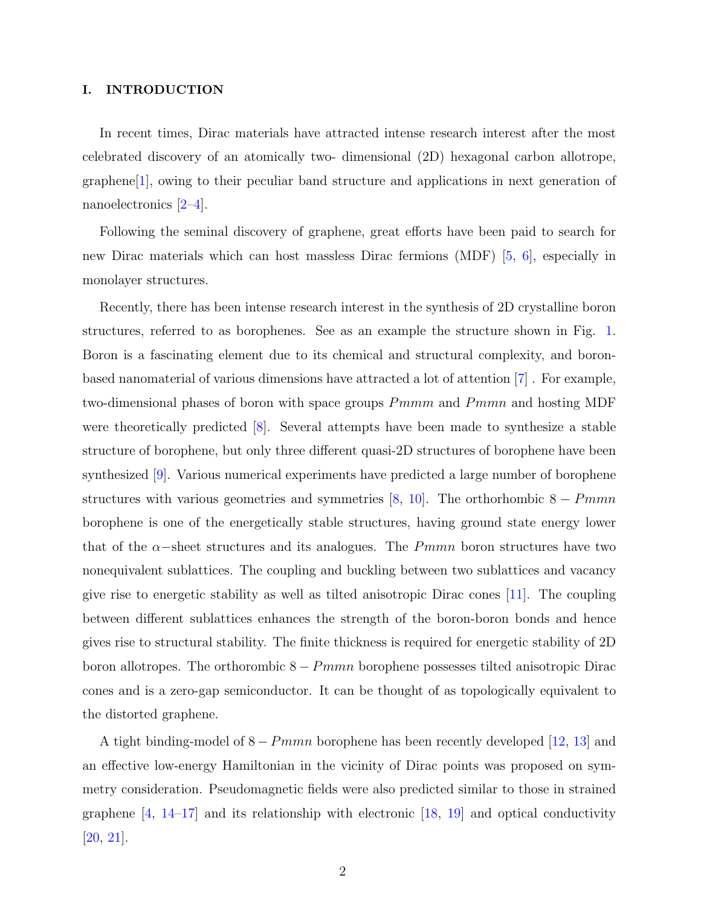## I. INTRODUCTION

In recent times, Dirac materials have attracted intense research interest after the most celebrated discovery of an atomically two- dimensional (2D) hexagonal carbon allotrope, graphene[1], owing to their peculiar band structure and applications in next generation of nanoelectronics [2–4].

Following the seminal discovery of graphene, great efforts have been paid to search for new Dirac materials which can host massless Dirac fermions (MDF) [5, 6], especially in monolayer structures.

Recently, there has been intense research interest in the synthesis of 2D crystalline boron structures, referred to as borophenes. See as an example the structure shown in Fig. 1. Boron is a fascinating element due to its chemical and structural complexity, and boron-based nanomaterial of various dimensions have attracted a lot of attention [7] . For example, two-dimensional phases of boron with space groups $Pmmm$ and $Pmmn$ and hosting MDF were theoretically predicted [8]. Several attempts have been made to synthesize a stable structure of borophene, but only three different quasi-2D structures of borophene have been synthesized [9]. Various numerical experiments have predicted a large number of borophene structures with various geometries and symmetries [8, 10]. The orthorhombic $8-Pmmn$ borophene is one of the energetically stable structures, having ground state energy lower that of the $\alpha-$sheet structures and its analogues. The $Pmmn$ boron structures have two nonequivalent sublattices. The coupling and buckling between two sublattices and vacancy give rise to energetic stability as well as tilted anisotropic Dirac cones [11]. The coupling between different sublattices enhances the strength of the boron-boron bonds and hence gives rise to structural stability. The finite thickness is required for energetic stability of 2D boron allotropes. The orthorombic $8-Pmmn$ borophene possesses tilted anisotropic Dirac cones and is a zero-gap semiconductor. It can be thought of as topologically equivalent to the distorted graphene.

A tight binding-model of $8-Pmmn$ borophene has been recently developed [12, 13] and an effective low-energy Hamiltonian in the vicinity of Dirac points was proposed on symmetry consideration. Pseudomagnetic fields were also predicted similar to those in strained graphene [4, 14–17] and its relationship with electronic [18, 19] and optical conductivity [20, 21].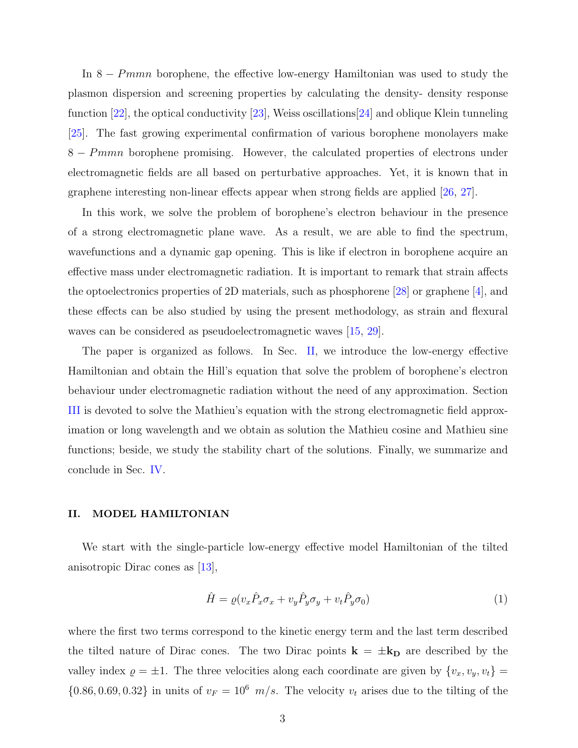In $8-Pmmn$ borophene, the effective low-energy Hamiltonian was used to study the plasmon dispersion and screening properties by calculating the density- density response function [22], the optical conductivity [23], Weiss oscillations[24] and oblique Klein tunneling [25]. The fast growing experimental confirmation of various borophene monolayers make $8-Pmmn$ borophene promising. However, the calculated properties of electrons under electromagnetic fields are all based on perturbative approaches. Yet, it is known that in graphene interesting non-linear effects appear when strong fields are applied [26, 27].

In this work, we solve the problem of borophene's electron behaviour in the presence of a strong electromagnetic plane wave. As a result, we are able to find the spectrum, wavefunctions and a dynamic gap opening. This is like if electron in borophene acquire an effective mass under electromagnetic radiation. It is important to remark that strain affects the optoelectronics properties of 2D materials, such as phosphorene [28] or graphene [4], and these effects can be also studied by using the present methodology, as strain and flexural waves can be considered as pseudoelectromagnetic waves [15, 29].

The paper is organized as follows. In Sec. II, we introduce the low-energy effective Hamiltonian and obtain the Hill's equation that solve the problem of borophene's electron behaviour under electromagnetic radiation without the need of any approximation. Section III is devoted to solve the Mathieu's equation with the strong electromagnetic field approximation or long wavelength and we obtain as solution the Mathieu cosine and Mathieu sine functions; beside, we study the stability chart of the solutions. Finally, we summarize and conclude in Sec. IV.

## II. MODEL HAMILTONIAN

We start with the single-particle low-energy effective model Hamiltonian of the tilted anisotropic Dirac cones as [13],

$$\hat{H} = \varrho(v_x \hat{P}_x \sigma_x + v_y \hat{P}_y \sigma_y + v_t \hat{P}_y \sigma_0) \tag{1}$$

where the first two terms correspond to the kinetic energy term and the last term described the tilted nature of Dirac cones. The two Dirac points $\mathbf{k} = \pm \mathbf{k_D}$ are described by the valley index $\varrho = \pm 1$. The three velocities along each coordinate are given by $\{v_x, v_y, v_t\} = \{0.86, 0.69, 0.32\}$ in units of $v_F = 10^6 \ m/s$. The velocity $v_t$ arises due to the tilting of the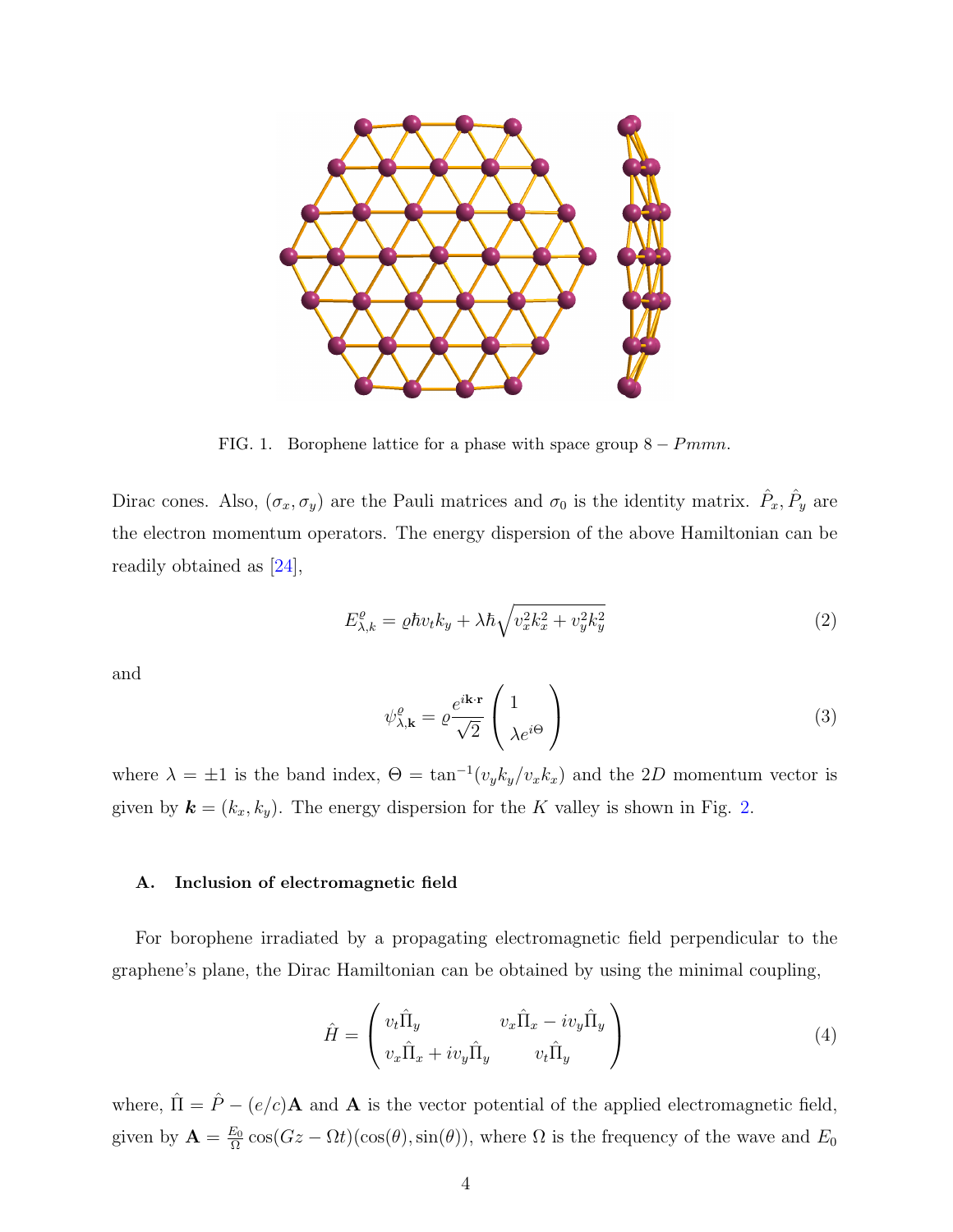FIG. 1. Borophene lattice for a phase with space group $8-Pmmn$.

Dirac cones. Also, $(\sigma_x, \sigma_y)$ are the Pauli matrices and $\sigma_0$ is the identity matrix. $\hat{P}_x, \hat{P}_y$ are the electron momentum operators. The energy dispersion of the above Hamiltonian can be readily obtained as [24],

$$E^{\varrho}_{\lambda,k} = \varrho\hbar v_t k_y + \lambda\hbar\sqrt{v_x^2 k_x^2 + v_y^2 k_y^2} \tag{2}$$

and

$$\psi^{\varrho}_{\lambda,\mathbf{k}} = \varrho\frac{e^{i\mathbf{k}\cdot\mathbf{r}}}{\sqrt{2}}\begin{pmatrix} 1 \\ \lambda e^{i\Theta} \end{pmatrix} \tag{3}$$

where $\lambda = \pm 1$ is the band index, $\Theta = \tan^{-1}(v_y k_y / v_x k_x)$ and the $2D$ momentum vector is given by $\boldsymbol{k} = (k_x, k_y)$. The energy dispersion for the $K$ valley is shown in Fig. 2.

### A. Inclusion of electromagnetic field

For borophene irradiated by a propagating electromagnetic field perpendicular to the graphene's plane, the Dirac Hamiltonian can be obtained by using the minimal coupling,

$$\hat{H} = \begin{pmatrix} v_t\hat{\Pi}_y & v_x\hat{\Pi}_x - iv_y\hat{\Pi}_y \\ v_x\hat{\Pi}_x + iv_y\hat{\Pi}_y & v_t\hat{\Pi}_y \end{pmatrix} \tag{4}$$

where, $\hat{\Pi} = \hat{P} - (e/c)\mathbf{A}$ and $\mathbf{A}$ is the vector potential of the applied electromagnetic field, given by $\mathbf{A} = \frac{E_0}{\Omega}\cos(Gz - \Omega t)(\cos(\theta), \sin(\theta))$, where $\Omega$ is the frequency of the wave and $E_0$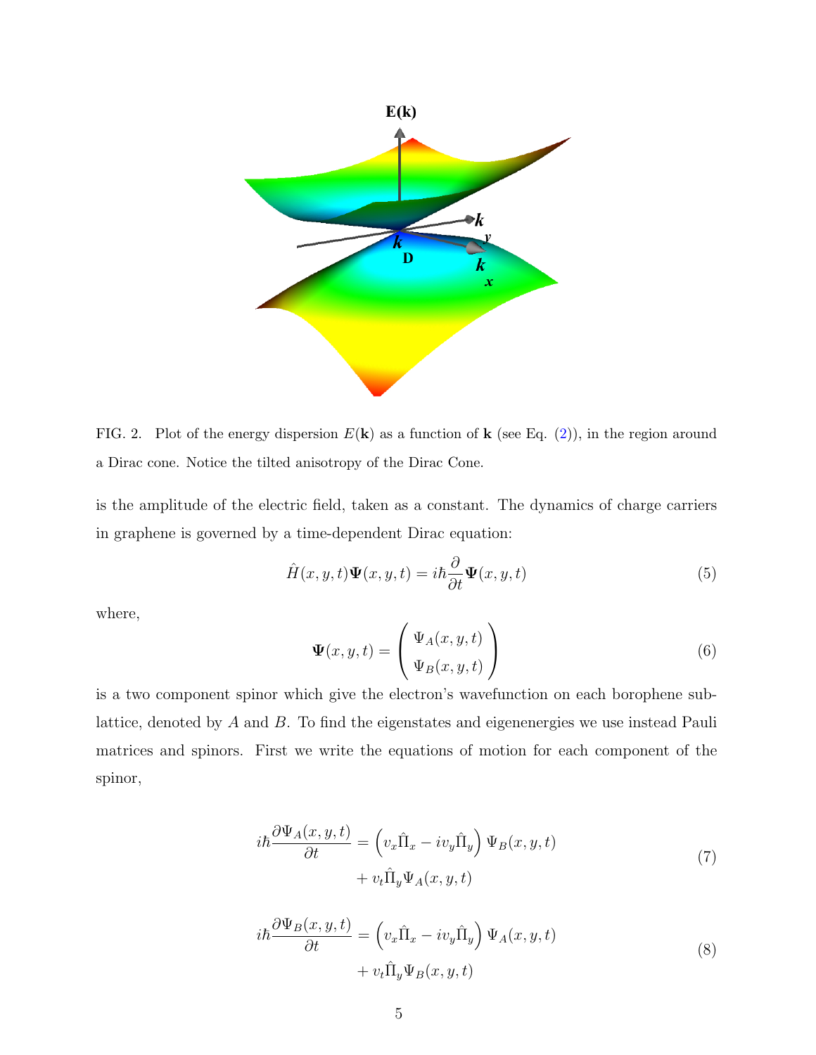FIG. 2. Plot of the energy dispersion $E(\mathbf{k})$ as a function of $\mathbf{k}$ (see Eq. (2)), in the region around a Dirac cone. Notice the tilted anisotropy of the Dirac Cone.

is the amplitude of the electric field, taken as a constant. The dynamics of charge carriers in graphene is governed by a time-dependent Dirac equation:

$$\hat{H}(x,y,t)\mathbf{\Psi}(x,y,t) = i\hbar\frac{\partial}{\partial t}\mathbf{\Psi}(x,y,t) \tag{5}$$

where,

$$\mathbf{\Psi}(x,y,t) = \begin{pmatrix} \Psi_A(x,y,t) \\ \Psi_B(x,y,t) \end{pmatrix} \tag{6}$$

is a two component spinor which give the electron's wavefunction on each borophene sublattice, denoted by $A$ and $B$. To find the eigenstates and eigenenergies we use instead Pauli matrices and spinors. First we write the equations of motion for each component of the spinor,

$$\begin{aligned} i\hbar\frac{\partial \Psi_A(x,y,t)}{\partial t} &= \left(v_x\hat{\Pi}_x - iv_y\hat{\Pi}_y\right)\Psi_B(x,y,t) \\ &+ v_t\hat{\Pi}_y\Psi_A(x,y,t) \end{aligned} \tag{7}$$

$$\begin{aligned} i\hbar\frac{\partial \Psi_B(x,y,t)}{\partial t} &= \left(v_x\hat{\Pi}_x - iv_y\hat{\Pi}_y\right)\Psi_A(x,y,t) \\ &+ v_t\hat{\Pi}_y\Psi_B(x,y,t) \end{aligned} \tag{8}$$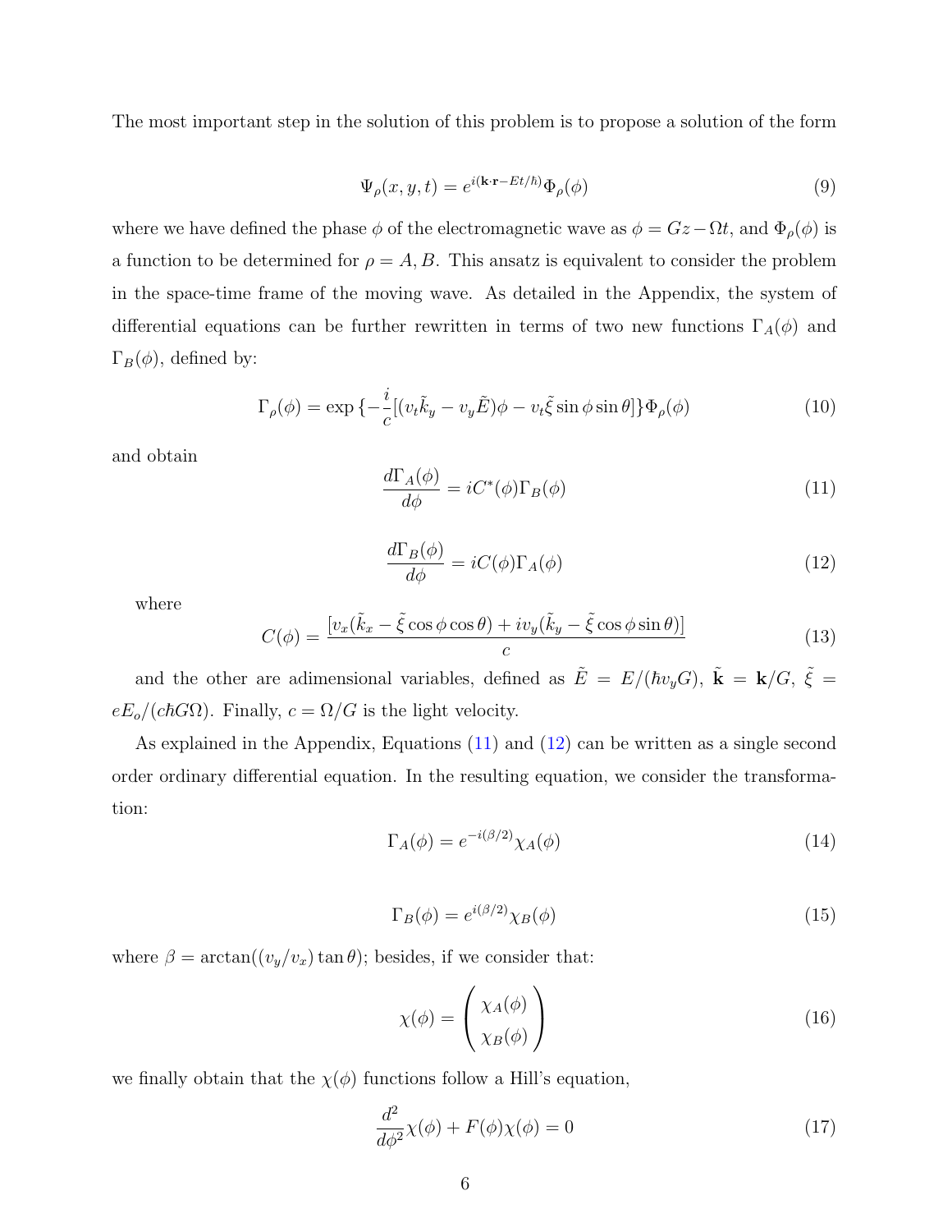The most important step in the solution of this problem is to propose a solution of the form

$$\Psi_\rho(x,y,t) = e^{i(\mathbf{k}\cdot\mathbf{r} - Et/\hbar)}\Phi_\rho(\phi) \tag{9}$$

where we have defined the phase $\phi$ of the electromagnetic wave as $\phi = Gz - \Omega t$, and $\Phi_\rho(\phi)$ is a function to be determined for $\rho = A, B$. This ansatz is equivalent to consider the problem in the space-time frame of the moving wave. As detailed in the Appendix, the system of differential equations can be further rewritten in terms of two new functions $\Gamma_A(\phi)$ and $\Gamma_B(\phi)$, defined by:

$$\Gamma_\rho(\phi) = \exp\{-\frac{i}{c}[(v_t\tilde{k}_y - v_y\tilde{E})\phi - v_t\tilde{\xi}\sin\phi\sin\theta]\}\Phi_\rho(\phi) \tag{10}$$

and obtain

$$\frac{d\Gamma_A(\phi)}{d\phi} = iC^*(\phi)\Gamma_B(\phi) \tag{11}$$

$$\frac{d\Gamma_B(\phi)}{d\phi} = iC(\phi)\Gamma_A(\phi) \tag{12}$$

where

$$C(\phi) = \frac{[v_x(\tilde{k}_x - \tilde{\xi}\cos\phi\cos\theta) + iv_y(\tilde{k}_y - \tilde{\xi}\cos\phi\sin\theta)]}{c} \tag{13}$$

and the other are adimensional variables, defined as $\tilde{E} = E/(\hbar v_y G)$, $\tilde{\mathbf{k}} = \mathbf{k}/G$, $\tilde{\xi} = eE_o/(c\hbar G\Omega)$. Finally, $c = \Omega/G$ is the light velocity.

As explained in the Appendix, Equations (11) and (12) can be written as a single second order ordinary differential equation. In the resulting equation, we consider the transformation:

$$\Gamma_A(\phi) = e^{-i(\beta/2)}\chi_A(\phi) \tag{14}$$

$$\Gamma_B(\phi) = e^{i(\beta/2)}\chi_B(\phi) \tag{15}$$

where $\beta = \arctan((v_y/v_x)\tan\theta)$; besides, if we consider that:

$$\chi(\phi) = \begin{pmatrix} \chi_A(\phi) \\ \chi_B(\phi) \end{pmatrix} \tag{16}$$

we finally obtain that the $\chi(\phi)$ functions follow a Hill's equation,

$$\frac{d^2}{d\phi^2}\chi(\phi) + F(\phi)\chi(\phi) = 0 \tag{17}$$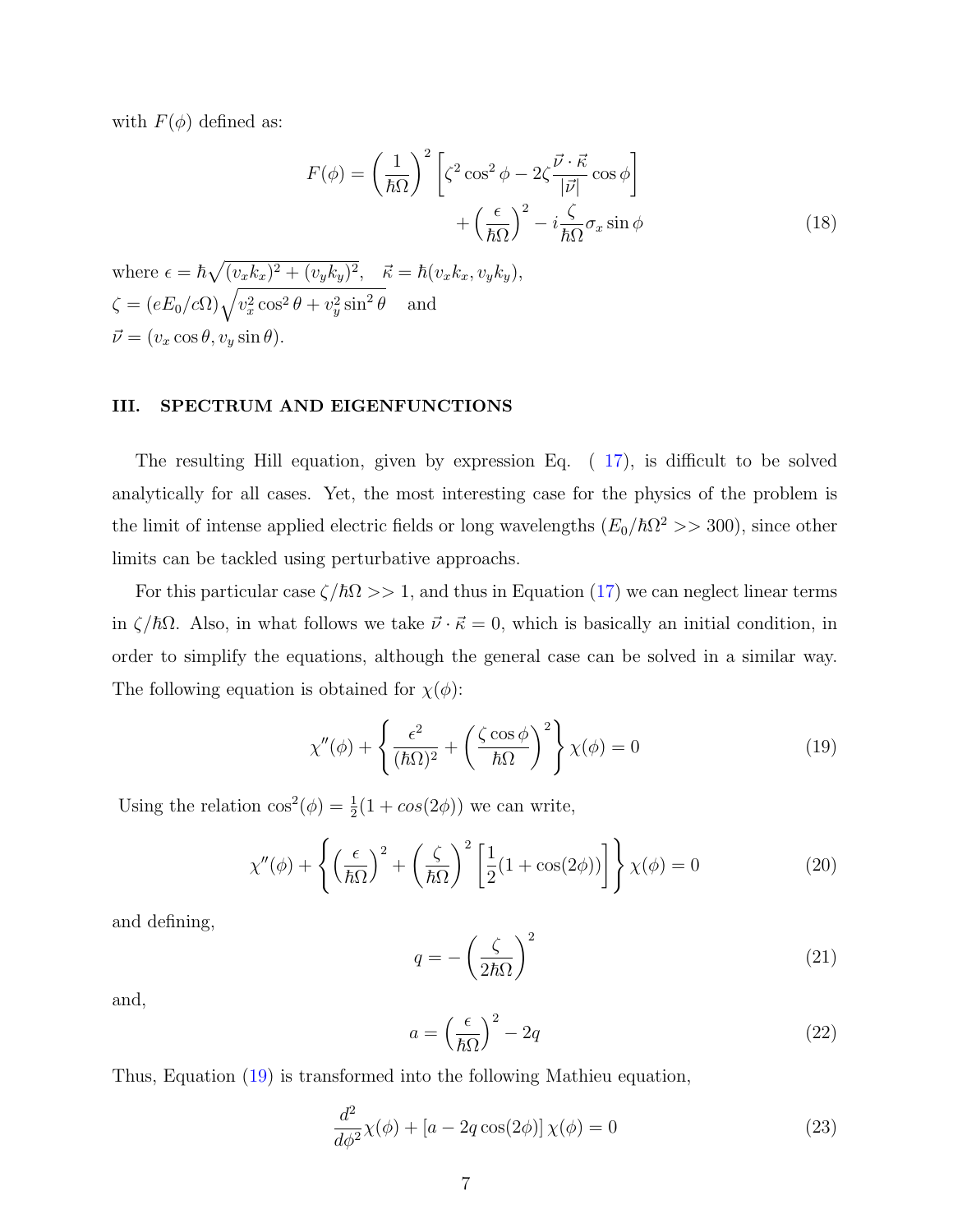with $F(\phi)$ defined as:

$$F(\phi) = \left(\frac{1}{\hbar\Omega}\right)^2 \left[\zeta^2 \cos^2\phi - 2\zeta \frac{\vec{\nu}\cdot\vec{\kappa}}{|\vec{\nu}|}\cos\phi\right] + \left(\frac{\epsilon}{\hbar\Omega}\right)^2 - i\frac{\zeta}{\hbar\Omega}\sigma_x \sin\phi \tag{18}$$

where $\epsilon = \hbar\sqrt{(v_x k_x)^2 + (v_y k_y)^2}$, $\quad \vec{\kappa} = \hbar(v_x k_x, v_y k_y)$,
$\zeta = (eE_0/c\Omega)\sqrt{v_x^2\cos^2\theta + v_y^2\sin^2\theta}$ and
$\vec{\nu} = (v_x \cos\theta, v_y \sin\theta)$.

## III. SPECTRUM AND EIGENFUNCTIONS

The resulting Hill equation, given by expression Eq. ( 17), is difficult to be solved analytically for all cases. Yet, the most interesting case for the physics of the problem is the limit of intense applied electric fields or long wavelengths ($E_0/\hbar\Omega^2 >> 300$), since other limits can be tackled using perturbative approachs.

For this particular case $\zeta/\hbar\Omega >> 1$, and thus in Equation (17) we can neglect linear terms in $\zeta/\hbar\Omega$. Also, in what follows we take $\vec{\nu}\cdot\vec{\kappa} = 0$, which is basically an initial condition, in order to simplify the equations, although the general case can be solved in a similar way. The following equation is obtained for $\chi(\phi)$:

$$\chi''(\phi) + \left\{\frac{\epsilon^2}{(\hbar\Omega)^2} + \left(\frac{\zeta\cos\phi}{\hbar\Omega}\right)^2\right\}\chi(\phi) = 0 \tag{19}$$

Using the relation $\cos^2(\phi) = \frac{1}{2}(1 + cos(2\phi))$ we can write,

$$\chi''(\phi) + \left\{\left(\frac{\epsilon}{\hbar\Omega}\right)^2 + \left(\frac{\zeta}{\hbar\Omega}\right)^2 \left[\frac{1}{2}(1 + \cos(2\phi))\right]\right\}\chi(\phi) = 0 \tag{20}$$

and defining,

$$q = -\left(\frac{\zeta}{2\hbar\Omega}\right)^2 \tag{21}$$

and,

$$a = \left(\frac{\epsilon}{\hbar\Omega}\right)^2 - 2q \tag{22}$$

Thus, Equation (19) is transformed into the following Mathieu equation,

$$\frac{d^2}{d\phi^2}\chi(\phi) + \left[a - 2q\cos(2\phi)\right]\chi(\phi) = 0 \tag{23}$$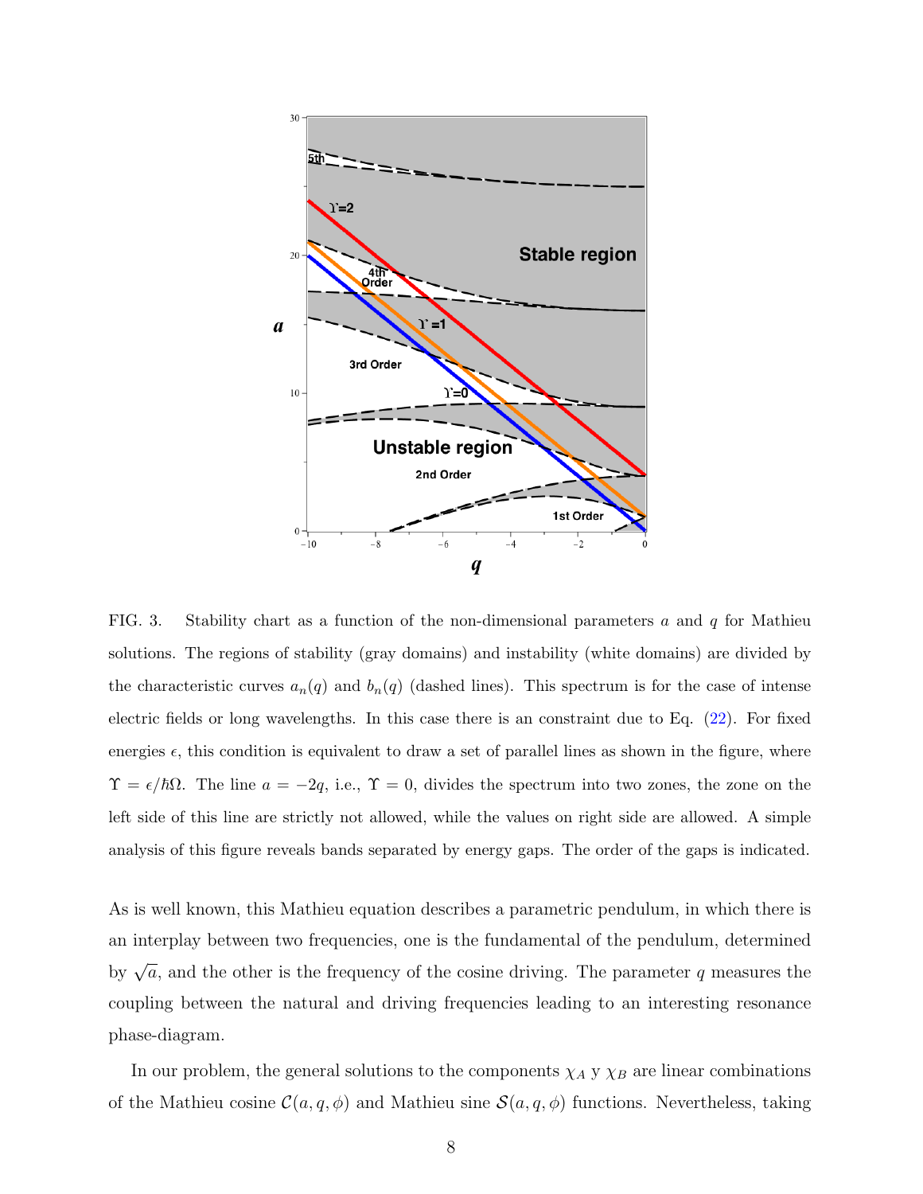FIG. 3. Stability chart as a function of the non-dimensional parameters $a$ and $q$ for Mathieu solutions. The regions of stability (gray domains) and instability (white domains) are divided by the characteristic curves $a_n(q)$ and $b_n(q)$ (dashed lines). This spectrum is for the case of intense electric fields or long wavelengths. In this case there is an constraint due to Eq. (22). For fixed energies $\epsilon$, this condition is equivalent to draw a set of parallel lines as shown in the figure, where $\Upsilon = \epsilon/\hbar\Omega$. The line $a = -2q$, i.e., $\Upsilon = 0$, divides the spectrum into two zones, the zone on the left side of this line are strictly not allowed, while the values on right side are allowed. A simple analysis of this figure reveals bands separated by energy gaps. The order of the gaps is indicated.

As is well known, this Mathieu equation describes a parametric pendulum, in which there is an interplay between two frequencies, one is the fundamental of the pendulum, determined by $\sqrt{a}$, and the other is the frequency of the cosine driving. The parameter $q$ measures the coupling between the natural and driving frequencies leading to an interesting resonance phase-diagram.

In our problem, the general solutions to the components $\chi_A$ y $\chi_B$ are linear combinations of the Mathieu cosine $\mathcal{C}(a, q, \phi)$ and Mathieu sine $\mathcal{S}(a, q, \phi)$ functions. Nevertheless, taking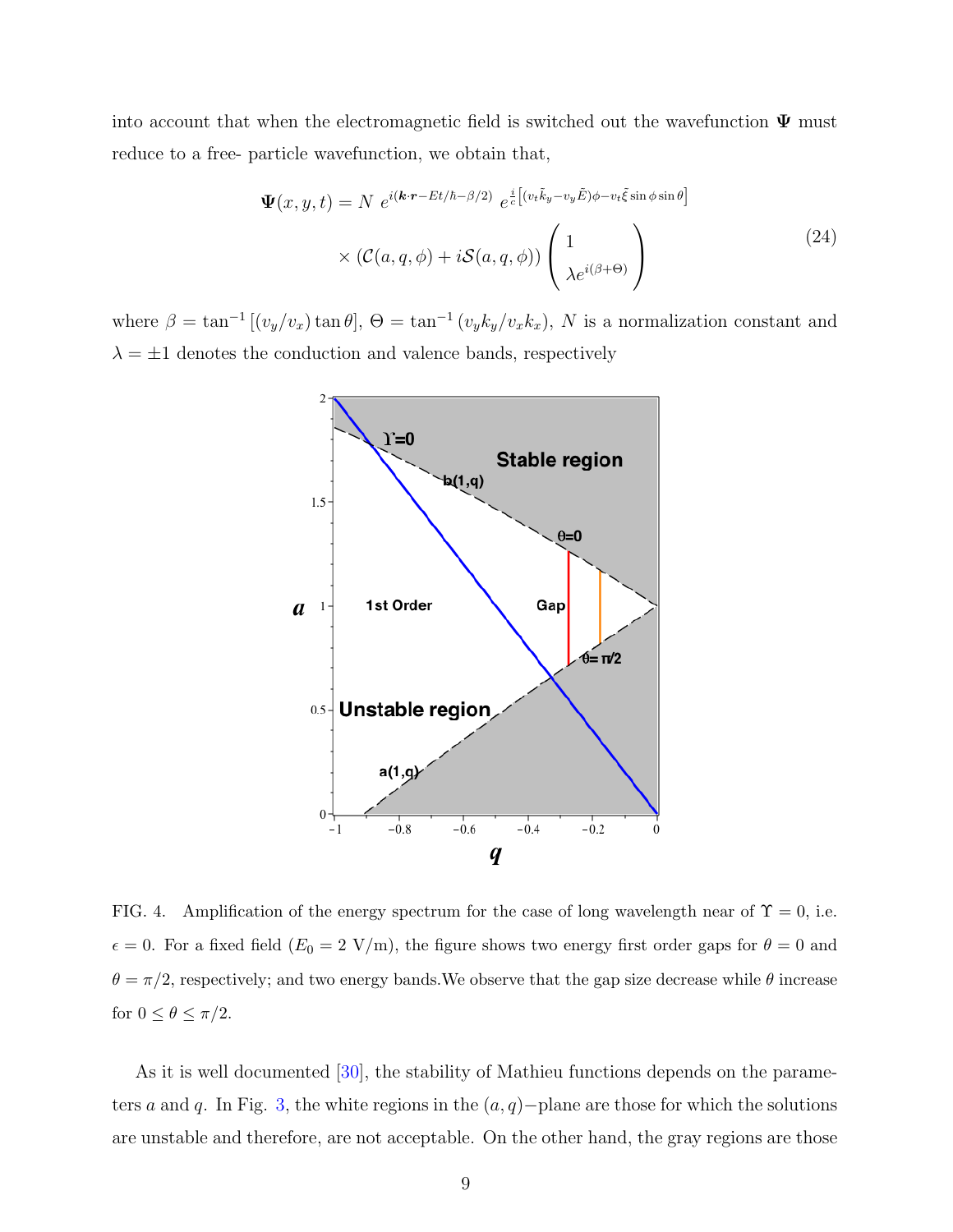into account that when the electromagnetic field is switched out the wavefunction $\mathbf{\Psi}$ must reduce to a free- particle wavefunction, we obtain that,

$$\mathbf{\Psi}(x,y,t) = N\ e^{i(\boldsymbol{k}\cdot\boldsymbol{r}-Et/\hbar-\beta/2)}\ e^{\frac{i}{c}\left[(v_t\tilde{k}_y - v_y\tilde{E})\phi - v_t\tilde{\xi}\sin\phi\sin\theta\right]} \times \left(\mathcal{C}(a,q,\phi) + i\mathcal{S}(a,q,\phi)\right)\begin{pmatrix} 1 \\ \lambda e^{i(\beta+\Theta)} \end{pmatrix} \tag{24}$$

where $\beta = \tan^{-1}\left[(v_y/v_x)\tan\theta\right]$, $\Theta = \tan^{-1}\left(v_y k_y/v_x k_x\right)$, $N$ is a normalization constant and $\lambda = \pm 1$ denotes the conduction and valence bands, respectively

FIG. 4. Amplification of the energy spectrum for the case of long wavelength near of $\Upsilon = 0$, i.e. $\epsilon = 0$. For a fixed field ($E_0 = 2$ V/m), the figure shows two energy first order gaps for $\theta = 0$ and $\theta = \pi/2$, respectively; and two energy bands.We observe that the gap size decrease while $\theta$ increase for $0 \le \theta \le \pi/2$.

As it is well documented [30], the stability of Mathieu functions depends on the parameters $a$ and $q$. In Fig. 3, the white regions in the $(a,q)-$plane are those for which the solutions are unstable and therefore, are not acceptable. On the other hand, the gray regions are those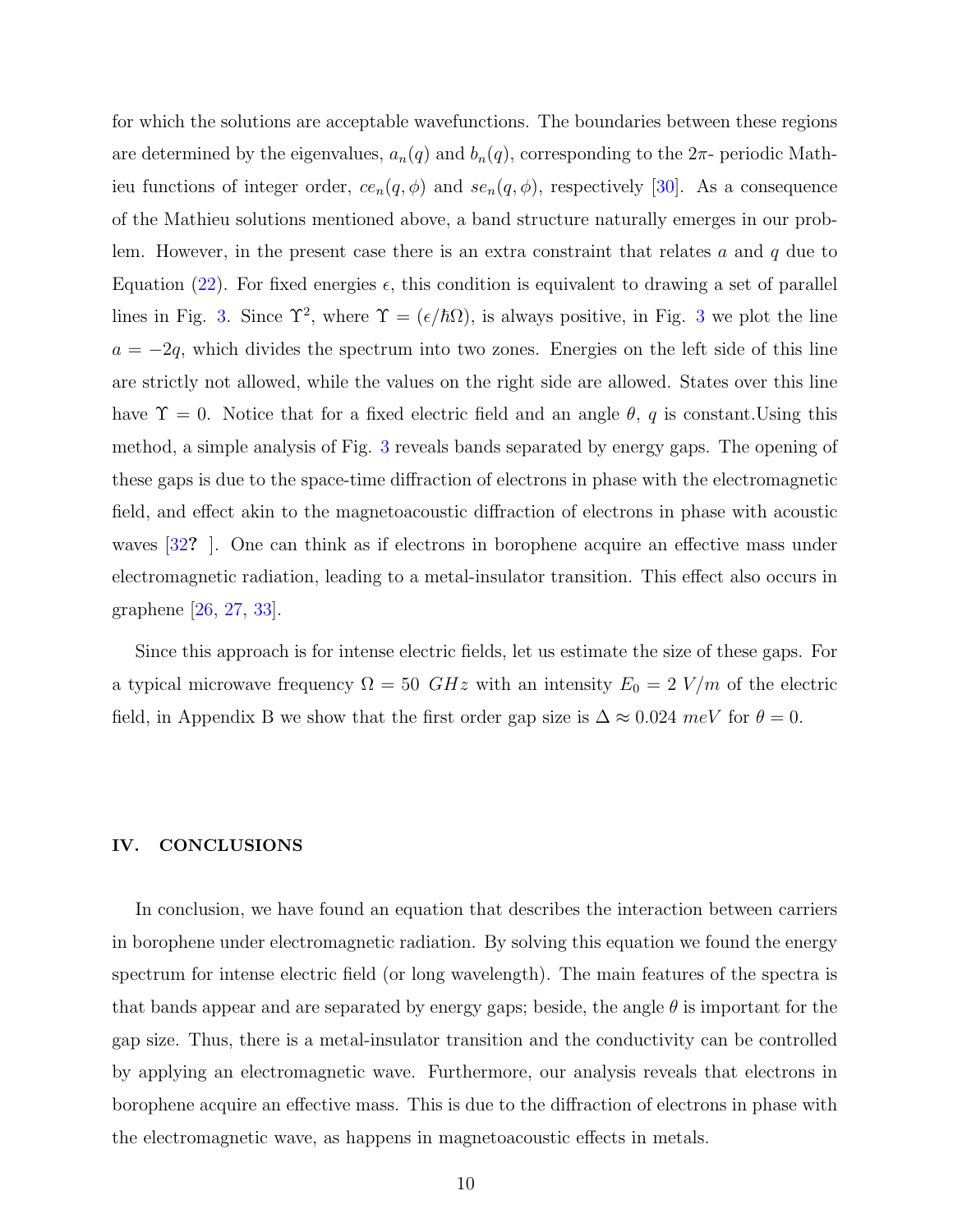for which the solutions are acceptable wavefunctions. The boundaries between these regions are determined by the eigenvalues, $a_n(q)$ and $b_n(q)$, corresponding to the $2\pi$- periodic Mathieu functions of integer order, $ce_n(q,\phi)$ and $se_n(q,\phi)$, respectively [30]. As a consequence of the Mathieu solutions mentioned above, a band structure naturally emerges in our problem. However, in the present case there is an extra constraint that relates $a$ and $q$ due to Equation (22). For fixed energies $\epsilon$, this condition is equivalent to drawing a set of parallel lines in Fig. 3. Since $\Upsilon^2$, where $\Upsilon = (\epsilon/\hbar\Omega)$, is always positive, in Fig. 3 we plot the line $a = -2q$, which divides the spectrum into two zones. Energies on the left side of this line are strictly not allowed, while the values on the right side are allowed. States over this line have $\Upsilon = 0$. Notice that for a fixed electric field and an angle $\theta$, $q$ is constant.Using this method, a simple analysis of Fig. 3 reveals bands separated by energy gaps. The opening of these gaps is due to the space-time diffraction of electrons in phase with the electromagnetic field, and effect akin to the magnetoacoustic diffraction of electrons in phase with acoustic waves [32? ]. One can think as if electrons in borophene acquire an effective mass under electromagnetic radiation, leading to a metal-insulator transition. This effect also occurs in graphene [26, 27, 33].

Since this approach is for intense electric fields, let us estimate the size of these gaps. For a typical microwave frequency $\Omega = 50\ GHz$ with an intensity $E_0 = 2\ V/m$ of the electric field, in Appendix B we show that the first order gap size is $\Delta \approx 0.024\ meV$ for $\theta = 0$.

## IV. CONCLUSIONS

In conclusion, we have found an equation that describes the interaction between carriers in borophene under electromagnetic radiation. By solving this equation we found the energy spectrum for intense electric field (or long wavelength). The main features of the spectra is that bands appear and are separated by energy gaps; beside, the angle $\theta$ is important for the gap size. Thus, there is a metal-insulator transition and the conductivity can be controlled by applying an electromagnetic wave. Furthermore, our analysis reveals that electrons in borophene acquire an effective mass. This is due to the diffraction of electrons in phase with the electromagnetic wave, as happens in magnetoacoustic effects in metals.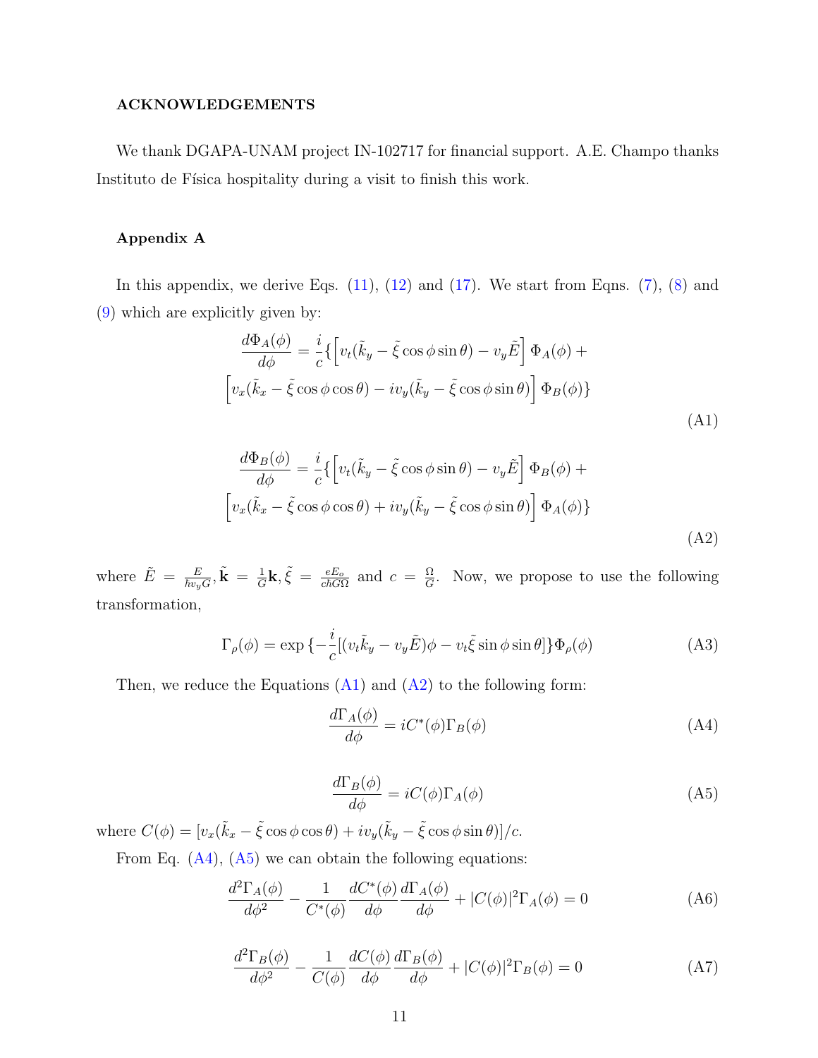### ACKNOWLEDGEMENTS

We thank DGAPA-UNAM project IN-102717 for financial support. A.E. Champo thanks Instituto de Física hospitality during a visit to finish this work.

### Appendix A

In this appendix, we derive Eqs. (11), (12) and (17). We start from Eqns. (7), (8) and (9) which are explicitly given by:

$$\frac{d\Phi_A(\phi)}{d\phi} = \frac{i}{c}\{\Big[v_t(\tilde{k}_y - \tilde{\xi}\cos\phi\sin\theta) - v_y\tilde{E}\Big]\,\Phi_A(\phi) + \Big[v_x(\tilde{k}_x - \tilde{\xi}\cos\phi\cos\theta) - iv_y(\tilde{k}_y - \tilde{\xi}\cos\phi\sin\theta)\Big]\,\Phi_B(\phi)\} \tag{A1}$$

$$\frac{d\Phi_B(\phi)}{d\phi} = \frac{i}{c}\{\Big[v_t(\tilde{k}_y - \tilde{\xi}\cos\phi\sin\theta) - v_y\tilde{E}\Big]\,\Phi_B(\phi) + \Big[v_x(\tilde{k}_x - \tilde{\xi}\cos\phi\cos\theta) + iv_y(\tilde{k}_y - \tilde{\xi}\cos\phi\sin\theta)\Big]\,\Phi_A(\phi)\} \tag{A2}$$

where $\tilde{E} = \frac{E}{\hbar v_y G}, \tilde{\mathbf{k}} = \frac{1}{G}\mathbf{k}, \tilde{\xi} = \frac{eE_o}{c\hbar G\Omega}$ and $c = \frac{\Omega}{G}$. Now, we propose to use the following transformation,

$$\Gamma_\rho(\phi) = \exp\{-\frac{i}{c}[(v_t\tilde{k}_y - v_y\tilde{E})\phi - v_t\tilde{\xi}\sin\phi\sin\theta]\}\Phi_\rho(\phi) \tag{A3}$$

Then, we reduce the Equations (A1) and (A2) to the following form:

$$\frac{d\Gamma_A(\phi)}{d\phi} = iC^*(\phi)\Gamma_B(\phi) \tag{A4}$$

$$\frac{d\Gamma_B(\phi)}{d\phi} = iC(\phi)\Gamma_A(\phi) \tag{A5}$$

where $C(\phi) = [v_x(\tilde{k}_x - \tilde{\xi}\cos\phi\cos\theta) + iv_y(\tilde{k}_y - \tilde{\xi}\cos\phi\sin\theta)]/c$.

From Eq. (A4), (A5) we can obtain the following equations:

$$\frac{d^2\Gamma_A(\phi)}{d\phi^2} - \frac{1}{C^*(\phi)}\frac{dC^*(\phi)}{d\phi}\frac{d\Gamma_A(\phi)}{d\phi} + |C(\phi)|^2\Gamma_A(\phi) = 0 \tag{A6}$$

$$\frac{d^2\Gamma_B(\phi)}{d\phi^2} - \frac{1}{C(\phi)}\frac{dC(\phi)}{d\phi}\frac{d\Gamma_B(\phi)}{d\phi} + |C(\phi)|^2\Gamma_B(\phi) = 0 \tag{A7}$$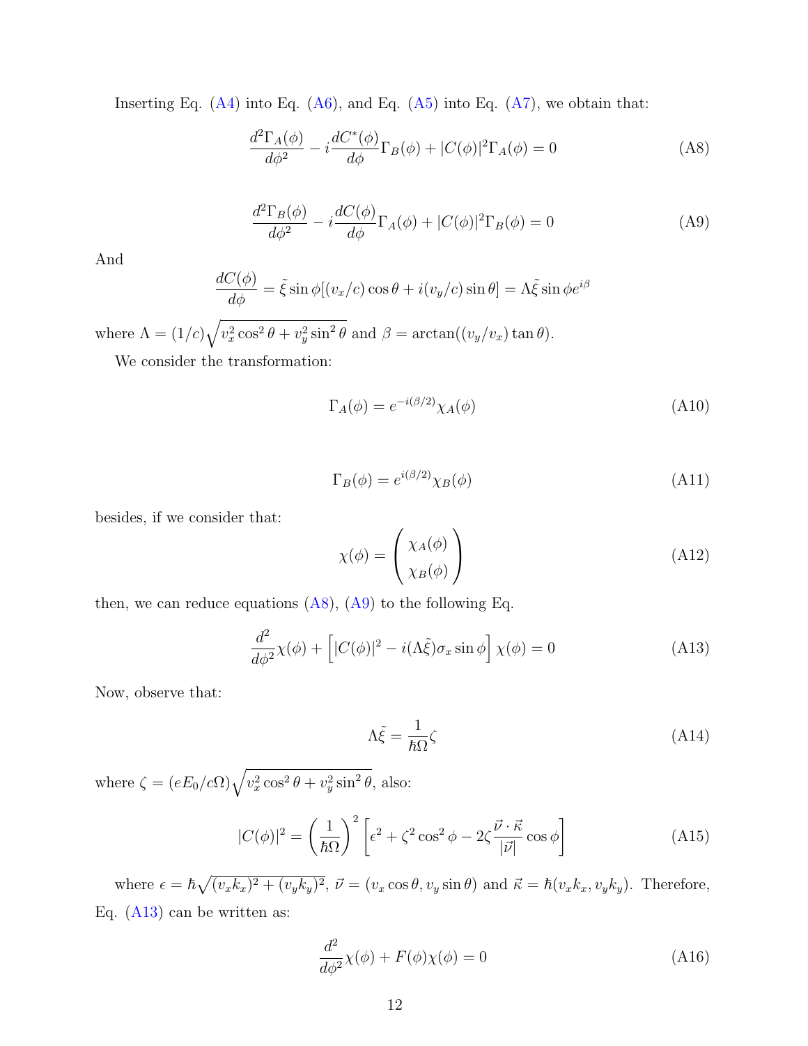Inserting Eq. (A4) into Eq. (A6), and Eq. (A5) into Eq. (A7), we obtain that:

$$\frac{d^2\Gamma_A(\phi)}{d\phi^2} - i\frac{dC^*(\phi)}{d\phi}\Gamma_B(\phi) + |C(\phi)|^2\Gamma_A(\phi) = 0 \tag{A8}$$

$$\frac{d^2\Gamma_B(\phi)}{d\phi^2} - i\frac{dC(\phi)}{d\phi}\Gamma_A(\phi) + |C(\phi)|^2\Gamma_B(\phi) = 0 \tag{A9}$$

And

$$\frac{dC(\phi)}{d\phi} = \tilde{\xi}\sin\phi[(v_x/c)\cos\theta + i(v_y/c)\sin\theta] = \Lambda\tilde{\xi}\sin\phi e^{i\beta}$$

where $\Lambda = (1/c)\sqrt{v_x^2\cos^2\theta + v_y^2\sin^2\theta}$ and $\beta = \arctan((v_y/v_x)\tan\theta)$.

We consider the transformation:

$$\Gamma_A(\phi) = e^{-i(\beta/2)}\chi_A(\phi) \tag{A10}$$

$$\Gamma_B(\phi) = e^{i(\beta/2)}\chi_B(\phi) \tag{A11}$$

besides, if we consider that:

$$\chi(\phi) = \begin{pmatrix} \chi_A(\phi) \\ \chi_B(\phi) \end{pmatrix} \tag{A12}$$

then, we can reduce equations (A8), (A9) to the following Eq.

$$\frac{d^2}{d\phi^2}\chi(\phi) + \left[|C(\phi)|^2 - i(\Lambda\tilde{\xi})\sigma_x\sin\phi\right]\chi(\phi) = 0 \tag{A13}$$

Now, observe that:

$$\Lambda\tilde{\xi} = \frac{1}{\hbar\Omega}\zeta \tag{A14}$$

where $\zeta = (eE_0/c\Omega)\sqrt{v_x^2\cos^2\theta + v_y^2\sin^2\theta}$, also:

$$|C(\phi)|^2 = \left(\frac{1}{\hbar\Omega}\right)^2\left[\epsilon^2 + \zeta^2\cos^2\phi - 2\zeta\frac{\vec{\nu}\cdot\vec{\kappa}}{|\vec{\nu}|}\cos\phi\right] \tag{A15}$$

where $\epsilon = \hbar\sqrt{(v_xk_x)^2 + (v_yk_y)^2}$, $\vec{\nu} = (v_x\cos\theta, v_y\sin\theta)$ and $\vec{\kappa} = \hbar(v_xk_x, v_yk_y)$. Therefore, Eq. (A13) can be written as:

$$\frac{d^2}{d\phi^2}\chi(\phi) + F(\phi)\chi(\phi) = 0 \tag{A16}$$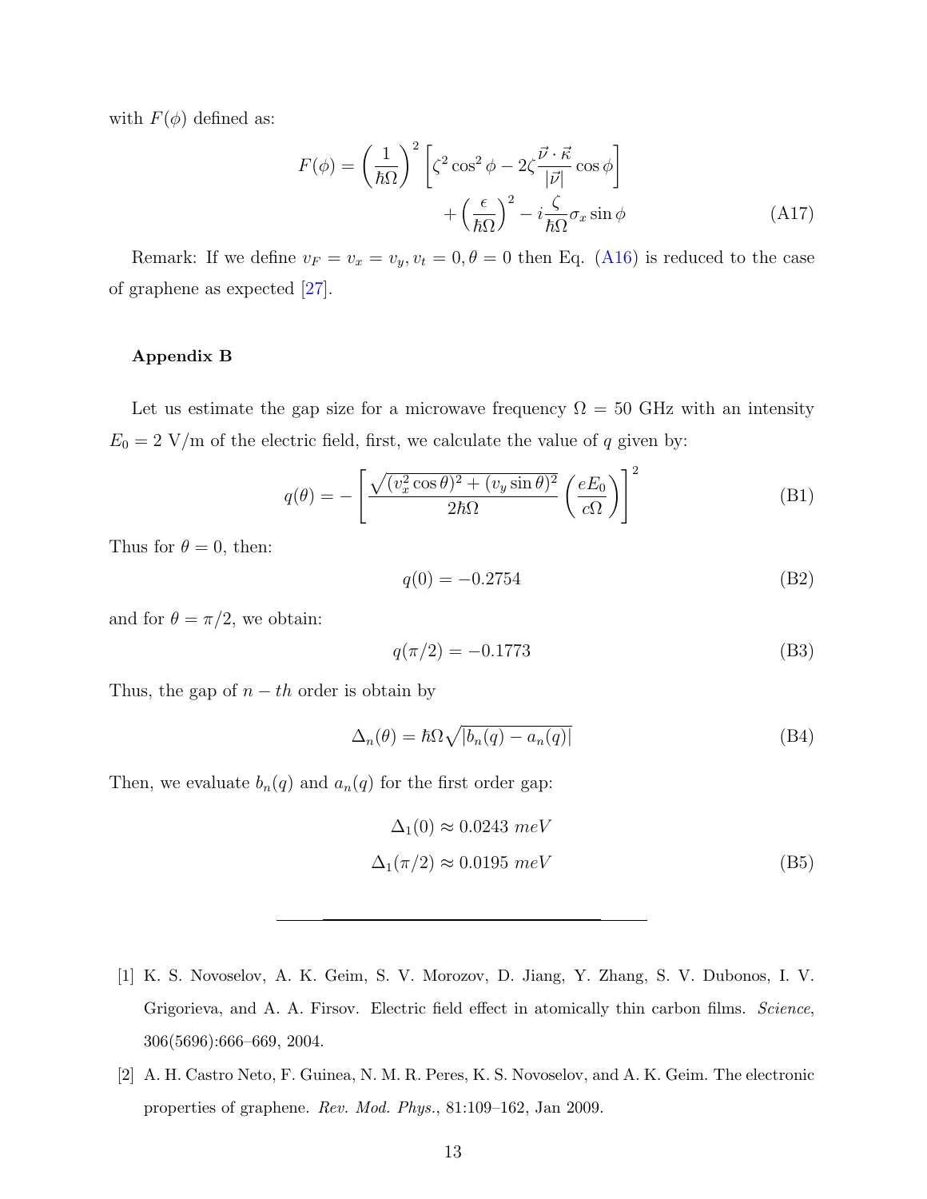with $F(\phi)$ defined as:

$$F(\phi) = \left(\frac{1}{\hbar\Omega}\right)^2 \left[\zeta^2 \cos^2\phi - 2\zeta \frac{\vec{\nu}\cdot\vec{\kappa}}{|\vec{\nu}|}\cos\phi\right] + \left(\frac{\epsilon}{\hbar\Omega}\right)^2 - i\frac{\zeta}{\hbar\Omega}\sigma_x \sin\phi \tag{A17}$$

Remark: If we define $v_F = v_x = v_y, v_t = 0, \theta = 0$ then Eq. (A16) is reduced to the case of graphene as expected [27].

**Appendix B**

Let us estimate the gap size for a microwave frequency $\Omega = 50$ GHz with an intensity $E_0 = 2$ V/m of the electric field, first, we calculate the value of $q$ given by:

$$q(\theta) = -\left[\frac{\sqrt{(v_x^2\cos\theta)^2 + (v_y \sin\theta)^2}}{2\hbar\Omega}\left(\frac{eE_0}{c\Omega}\right)\right]^2 \tag{B1}$$

Thus for $\theta = 0$, then:

$$q(0) = -0.2754 \tag{B2}$$

and for $\theta = \pi/2$, we obtain:

$$q(\pi/2) = -0.1773 \tag{B3}$$

Thus, the gap of $n-th$ order is obtain by

$$\Delta_n(\theta) = \hbar\Omega\sqrt{|b_n(q) - a_n(q)|} \tag{B4}$$

Then, we evaluate $b_n(q)$ and $a_n(q)$ for the first order gap:

$$\Delta_1(0) \approx 0.0243 \ meV$$
$$\Delta_1(\pi/2) \approx 0.0195 \ meV \tag{B5}$$

---

[1] K. S. Novoselov, A. K. Geim, S. V. Morozov, D. Jiang, Y. Zhang, S. V. Dubonos, I. V. Grigorieva, and A. A. Firsov. Electric field effect in atomically thin carbon films. *Science*, 306(5696):666–669, 2004.

[2] A. H. Castro Neto, F. Guinea, N. M. R. Peres, K. S. Novoselov, and A. K. Geim. The electronic properties of graphene. *Rev. Mod. Phys.*, 81:109–162, Jan 2009.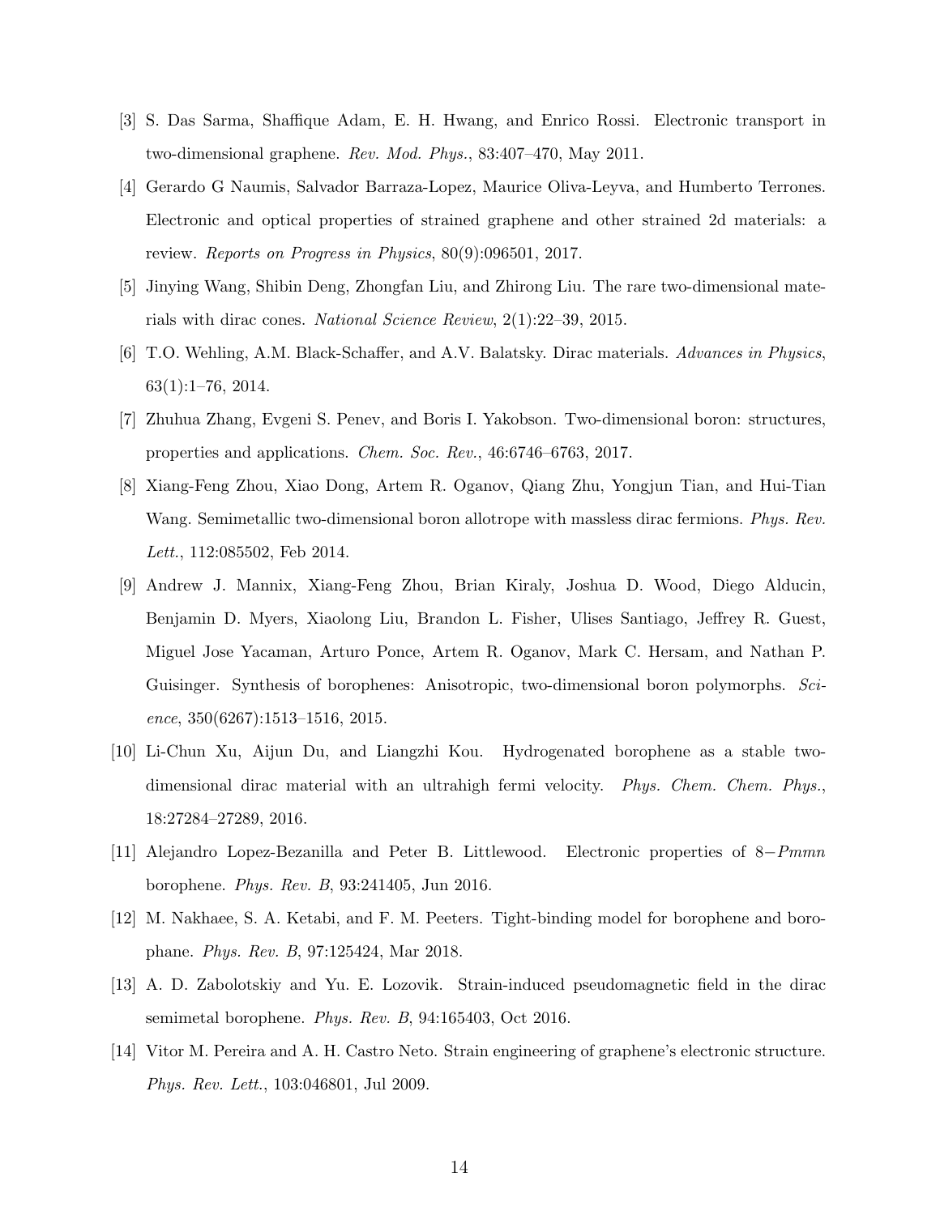[3] S. Das Sarma, Shaffique Adam, E. H. Hwang, and Enrico Rossi. Electronic transport in two-dimensional graphene. *Rev. Mod. Phys.*, 83:407–470, May 2011.

[4] Gerardo G Naumis, Salvador Barraza-Lopez, Maurice Oliva-Leyva, and Humberto Terrones. Electronic and optical properties of strained graphene and other strained 2d materials: a review. *Reports on Progress in Physics*, 80(9):096501, 2017.

[5] Jinying Wang, Shibin Deng, Zhongfan Liu, and Zhirong Liu. The rare two-dimensional materials with dirac cones. *National Science Review*, 2(1):22–39, 2015.

[6] T.O. Wehling, A.M. Black-Schaffer, and A.V. Balatsky. Dirac materials. *Advances in Physics*, 63(1):1–76, 2014.

[7] Zhuhua Zhang, Evgeni S. Penev, and Boris I. Yakobson. Two-dimensional boron: structures, properties and applications. *Chem. Soc. Rev.*, 46:6746–6763, 2017.

[8] Xiang-Feng Zhou, Xiao Dong, Artem R. Oganov, Qiang Zhu, Yongjun Tian, and Hui-Tian Wang. Semimetallic two-dimensional boron allotrope with massless dirac fermions. *Phys. Rev. Lett.*, 112:085502, Feb 2014.

[9] Andrew J. Mannix, Xiang-Feng Zhou, Brian Kiraly, Joshua D. Wood, Diego Alducin, Benjamin D. Myers, Xiaolong Liu, Brandon L. Fisher, Ulises Santiago, Jeffrey R. Guest, Miguel Jose Yacaman, Arturo Ponce, Artem R. Oganov, Mark C. Hersam, and Nathan P. Guisinger. Synthesis of borophenes: Anisotropic, two-dimensional boron polymorphs. *Science*, 350(6267):1513–1516, 2015.

[10] Li-Chun Xu, Aijun Du, and Liangzhi Kou. Hydrogenated borophene as a stable two-dimensional dirac material with an ultrahigh fermi velocity. *Phys. Chem. Chem. Phys.*, 18:27284–27289, 2016.

[11] Alejandro Lopez-Bezanilla and Peter B. Littlewood. Electronic properties of $8-Pmmn$ borophene. *Phys. Rev. B*, 93:241405, Jun 2016.

[12] M. Nakhaee, S. A. Ketabi, and F. M. Peeters. Tight-binding model for borophene and borophane. *Phys. Rev. B*, 97:125424, Mar 2018.

[13] A. D. Zabolotskiy and Yu. E. Lozovik. Strain-induced pseudomagnetic field in the dirac semimetal borophene. *Phys. Rev. B*, 94:165403, Oct 2016.

[14] Vitor M. Pereira and A. H. Castro Neto. Strain engineering of graphene's electronic structure. *Phys. Rev. Lett.*, 103:046801, Jul 2009.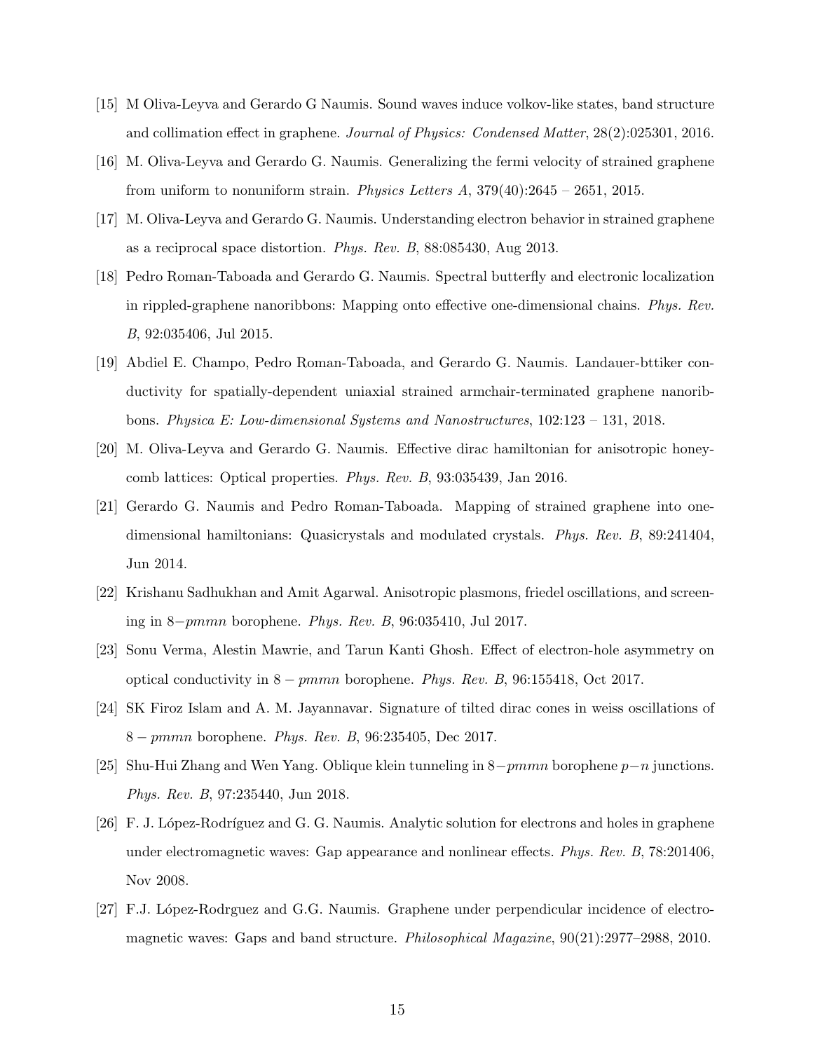[15] M Oliva-Leyva and Gerardo G Naumis. Sound waves induce volkov-like states, band structure and collimation effect in graphene. *Journal of Physics: Condensed Matter*, 28(2):025301, 2016.

[16] M. Oliva-Leyva and Gerardo G. Naumis. Generalizing the fermi velocity of strained graphene from uniform to nonuniform strain. *Physics Letters A*, 379(40):2645 – 2651, 2015.

[17] M. Oliva-Leyva and Gerardo G. Naumis. Understanding electron behavior in strained graphene as a reciprocal space distortion. *Phys. Rev. B*, 88:085430, Aug 2013.

[18] Pedro Roman-Taboada and Gerardo G. Naumis. Spectral butterfly and electronic localization in rippled-graphene nanoribbons: Mapping onto effective one-dimensional chains. *Phys. Rev. B*, 92:035406, Jul 2015.

[19] Abdiel E. Champo, Pedro Roman-Taboada, and Gerardo G. Naumis. Landauer-bttiker conductivity for spatially-dependent uniaxial strained armchair-terminated graphene nanoribbons. *Physica E: Low-dimensional Systems and Nanostructures*, 102:123 – 131, 2018.

[20] M. Oliva-Leyva and Gerardo G. Naumis. Effective dirac hamiltonian for anisotropic honeycomb lattices: Optical properties. *Phys. Rev. B*, 93:035439, Jan 2016.

[21] Gerardo G. Naumis and Pedro Roman-Taboada. Mapping of strained graphene into one-dimensional hamiltonians: Quasicrystals and modulated crystals. *Phys. Rev. B*, 89:241404, Jun 2014.

[22] Krishanu Sadhukhan and Amit Agarwal. Anisotropic plasmons, friedel oscillations, and screening in $8-pmmn$ borophene. *Phys. Rev. B*, 96:035410, Jul 2017.

[23] Sonu Verma, Alestin Mawrie, and Tarun Kanti Ghosh. Effect of electron-hole asymmetry on optical conductivity in $8-pmmn$ borophene. *Phys. Rev. B*, 96:155418, Oct 2017.

[24] SK Firoz Islam and A. M. Jayannavar. Signature of tilted dirac cones in weiss oscillations of $8-pmmn$ borophene. *Phys. Rev. B*, 96:235405, Dec 2017.

[25] Shu-Hui Zhang and Wen Yang. Oblique klein tunneling in $8-pmmn$ borophene $p-n$ junctions. *Phys. Rev. B*, 97:235440, Jun 2018.

[26] F. J. López-Rodríguez and G. G. Naumis. Analytic solution for electrons and holes in graphene under electromagnetic waves: Gap appearance and nonlinear effects. *Phys. Rev. B*, 78:201406, Nov 2008.

[27] F.J. López-Rodrguez and G.G. Naumis. Graphene under perpendicular incidence of electromagnetic waves: Gaps and band structure. *Philosophical Magazine*, 90(21):2977–2988, 2010.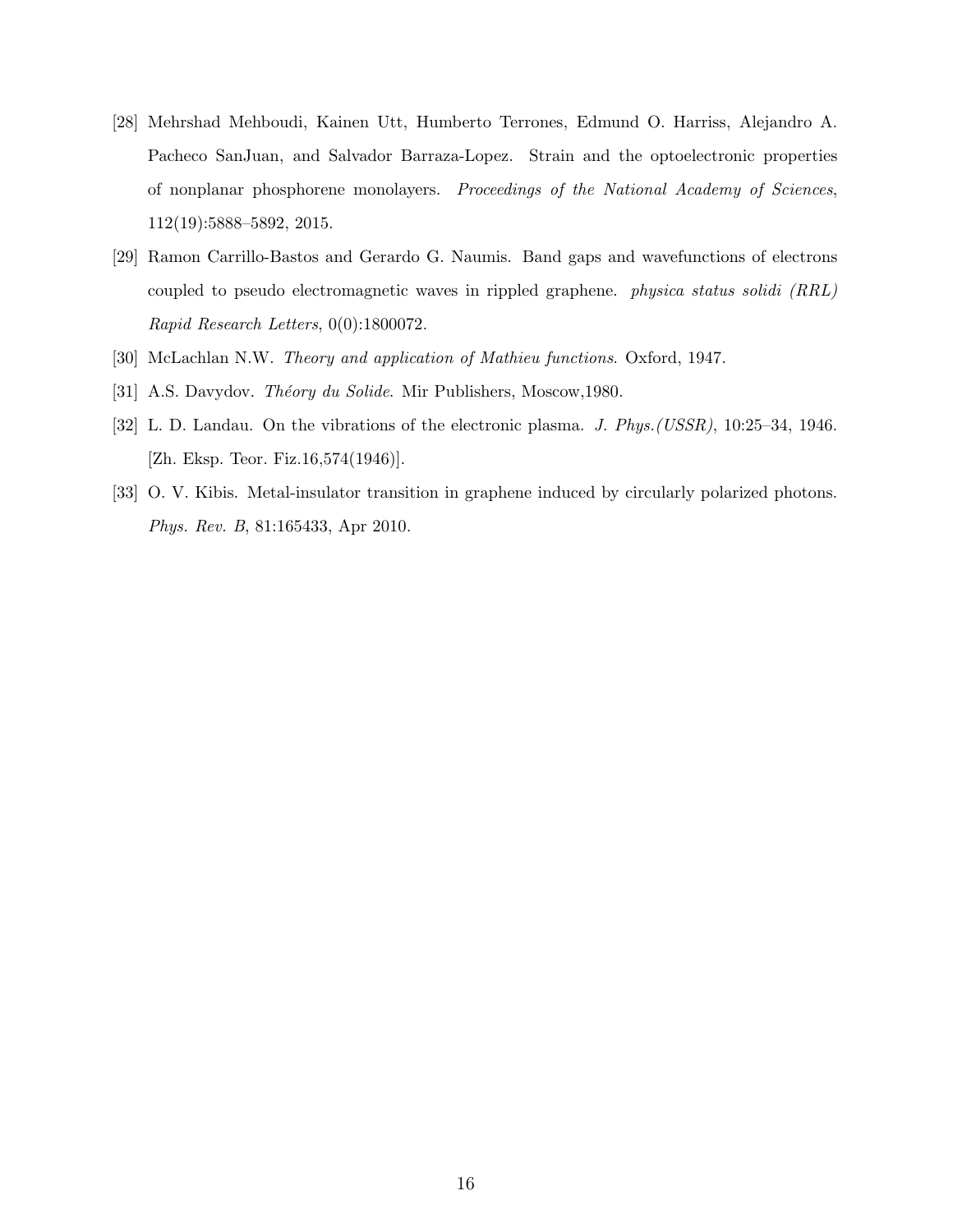[28] Mehrshad Mehboudi, Kainen Utt, Humberto Terrones, Edmund O. Harriss, Alejandro A. Pacheco SanJuan, and Salvador Barraza-Lopez. Strain and the optoelectronic properties of nonplanar phosphorene monolayers. *Proceedings of the National Academy of Sciences*, 112(19):5888–5892, 2015.

[29] Ramon Carrillo-Bastos and Gerardo G. Naumis. Band gaps and wavefunctions of electrons coupled to pseudo electromagnetic waves in rippled graphene. *physica status solidi (RRL) Rapid Research Letters*, 0(0):1800072.

[30] McLachlan N.W. *Theory and application of Mathieu functions*. Oxford, 1947.

[31] A.S. Davydov. *Théory du Solide*. Mir Publishers, Moscow,1980.

[32] L. D. Landau. On the vibrations of the electronic plasma. *J. Phys.(USSR)*, 10:25–34, 1946. [Zh. Eksp. Teor. Fiz.16,574(1946)].

[33] O. V. Kibis. Metal-insulator transition in graphene induced by circularly polarized photons. *Phys. Rev. B*, 81:165433, Apr 2010.